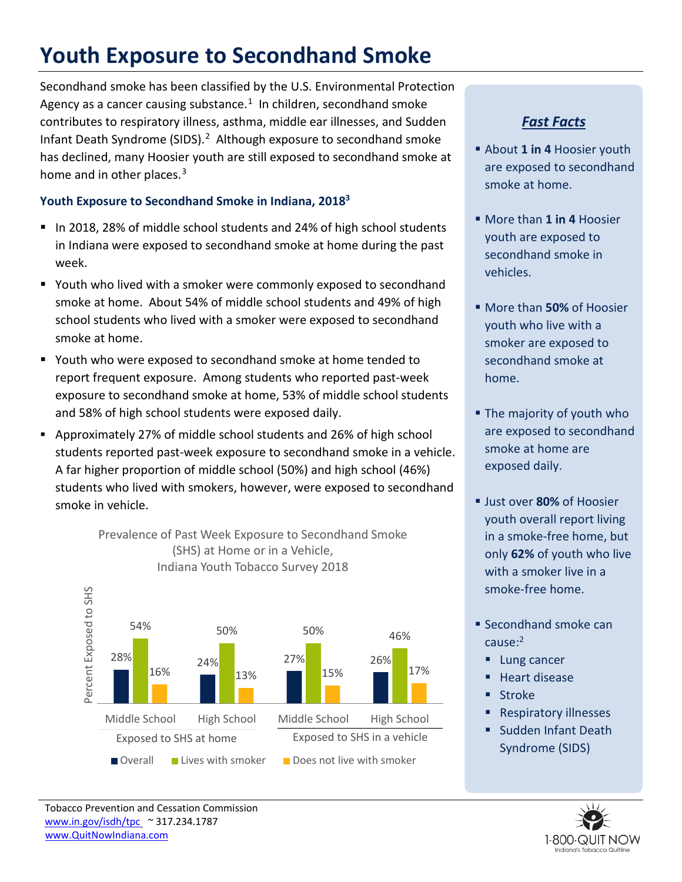# Youth Exposure to Secondhand Smoke

Secondhand smoke has been classified by the U.S. Environmental Protection Agency as a cancer causing substance.[1] In children, secondhand smoke contributes to respiratory illness, asthma, middle ear illnesses, and Sudden Infant Death Syndrome (SIDS).[2] Although exposure to secondhand smoke has declined, many Hoosier youth are still exposed to secondhand smoke at home and in other places.[3]

### Youth Exposure to Secondhand Smoke in Indiana, 2018[3]

- In 2018, 28% of middle school students and 24% of high school students in Indiana were exposed to secondhand smoke at home during the past week.
- Youth who lived with a smoker were commonly exposed to secondhand smoke at home. About 54% of middle school students and 49% of high school students who lived with a smoker were exposed to secondhand smoke at home.
- Youth who were exposed to secondhand smoke at home tended to report frequent exposure. Among students who reported past-week exposure to secondhand smoke at home, 53% of middle school students and 58% of high school students were exposed daily.
- Approximately 27% of middle school students and 26% of high school students reported past-week exposure to secondhand smoke in a vehicle. A far higher proportion of middle school (50%) and high school (46%) students who lived with smokers, however, were exposed to secondhand smoke in vehicle.

Prevalence of Past Week Exposure to Secondhand Smoke (SHS) at Home or in a Vehicle, Indiana Youth Tobacco Survey 2018

| Percent Exposed to SHS | Exposed to SHS at home: Middle School | Exposed to SHS at home: High School | Exposed to SHS in a vehicle: Middle School | Exposed to SHS in a vehicle: High School |
|---|---|---|---|---|
| Overall | 28% | 24% | 27% | 26% |
| Lives with smoker | 54% | 50% | 50% | 46% |
| Does not live with smoker | 16% | 13% | 15% | 17% |

## *Fast Facts*

- About **1 in 4** Hoosier youth are exposed to secondhand smoke at home.
- More than **1 in 4** Hoosier youth are exposed to secondhand smoke in vehicles.
- More than **50%** of Hoosier youth who live with a smoker are exposed to secondhand smoke at home.
- The majority of youth who are exposed to secondhand smoke at home are exposed daily.
- Just over **80%** of Hoosier youth overall report living in a smoke-free home, but only **62%** of youth who live with a smoker live in a smoke-free home.
- Secondhand smoke can cause:[2]
  - Lung cancer
  - Heart disease
  - Stroke
  - Respiratory illnesses
  - Sudden Infant Death Syndrome (SIDS)

Tobacco Prevention and Cessation Commission
www.in.gov/isdh/tpc ~ 317.234.1787
www.QuitNowIndiana.com

1-800-QUIT NOW
Indiana's Tobacco Quitline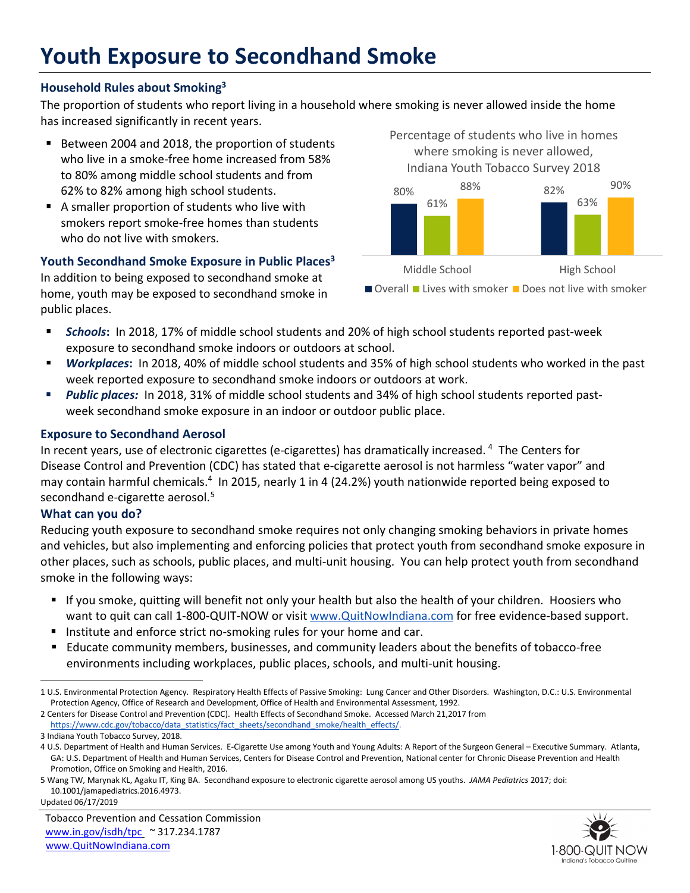# Youth Exposure to Secondhand Smoke

### Household Rules about Smoking[3]

The proportion of students who report living in a household where smoking is never allowed inside the home has increased significantly in recent years.

- Between 2004 and 2018, the proportion of students who live in a smoke-free home increased from 58% to 80% among middle school students and from 62% to 82% among high school students.
- A smaller proportion of students who live with smokers report smoke-free homes than students who do not live with smokers.

Percentage of students who live in homes where smoking is never allowed, Indiana Youth Tobacco Survey 2018

Middle School: 80% 61% 88%

High School: 82% 63% 90%

Overall | Lives with smoker | Does not live with smoker

### Youth Secondhand Smoke Exposure in Public Places[3]

In addition to being exposed to secondhand smoke at home, youth may be exposed to secondhand smoke in public places.

- ***Schools*:** In 2018, 17% of middle school students and 20% of high school students reported past-week exposure to secondhand smoke indoors or outdoors at school.
- ***Workplaces*:** In 2018, 40% of middle school students and 35% of high school students who worked in the past week reported exposure to secondhand smoke indoors or outdoors at work.
- ***Public places:*** In 2018, 31% of middle school students and 34% of high school students reported past-week secondhand smoke exposure in an indoor or outdoor public place.

### Exposure to Secondhand Aerosol

In recent years, use of electronic cigarettes (e-cigarettes) has dramatically increased.[4] The Centers for Disease Control and Prevention (CDC) has stated that e-cigarette aerosol is not harmless "water vapor" and may contain harmful chemicals.[4] In 2015, nearly 1 in 4 (24.2%) youth nationwide reported being exposed to secondhand e-cigarette aerosol.[5]

### What can you do?

Reducing youth exposure to secondhand smoke requires not only changing smoking behaviors in private homes and vehicles, but also implementing and enforcing policies that protect youth from secondhand smoke exposure in other places, such as schools, public places, and multi-unit housing. You can help protect youth from secondhand smoke in the following ways:

- If you smoke, quitting will benefit not only your health but also the health of your children. Hoosiers who want to quit can call 1-800-QUIT-NOW or visit www.QuitNowIndiana.com for free evidence-based support.
- Institute and enforce strict no-smoking rules for your home and car.
- Educate community members, businesses, and community leaders about the benefits of tobacco-free environments including workplaces, public places, schools, and multi-unit housing.

---

1 U.S. Environmental Protection Agency. Respiratory Health Effects of Passive Smoking: Lung Cancer and Other Disorders. Washington, D.C.: U.S. Environmental Protection Agency, Office of Research and Development, Office of Health and Environmental Assessment, 1992.

2 Centers for Disease Control and Prevention (CDC). Health Effects of Secondhand Smoke. Accessed March 21,2017 from https://www.cdc.gov/tobacco/data_statistics/fact_sheets/secondhand_smoke/health_effects/.

3 Indiana Youth Tobacco Survey, 2018.

4 U.S. Department of Health and Human Services. E-Cigarette Use among Youth and Young Adults: A Report of the Surgeon General – Executive Summary. Atlanta, GA: U.S. Department of Health and Human Services, Centers for Disease Control and Prevention, National center for Chronic Disease Prevention and Health Promotion, Office on Smoking and Health, 2016.

5 Wang TW, Marynak KL, Agaku IT, King BA. Secondhand exposure to electronic cigarette aerosol among US youths. *JAMA Pediatrics* 2017; doi: 10.1001/jamapediatrics.2016.4973.

Updated 06/17/2019

Tobacco Prevention and Cessation Commission
www.in.gov/isdh/tpc ~ 317.234.1787
www.QuitNowIndiana.com

1-800-QUIT NOW
Indiana's Tobacco Quitline